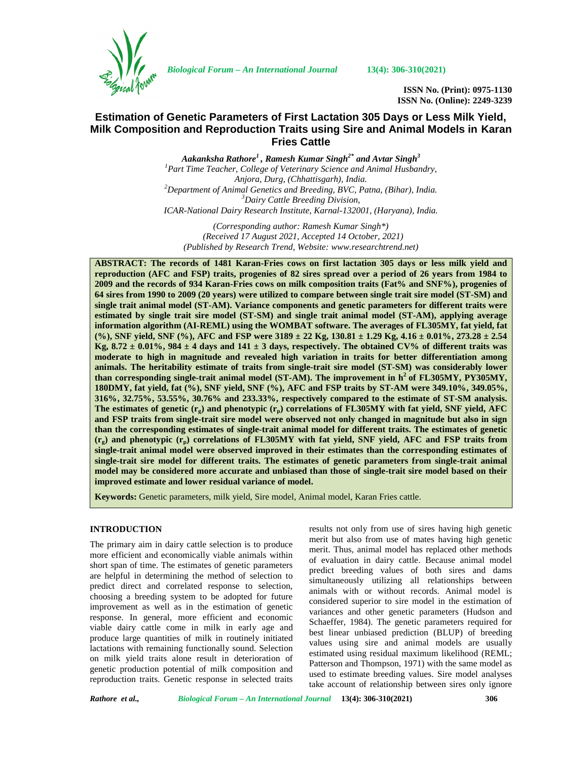# Estimation of Genetic Parameters of First Lactation 305 Days or Less Milk Yield, Milk Composition and Reproduction Traits using Sire and Animal Models in Karan Fries Cattle

***Aakanksha Rathore[1], Ramesh Kumar Singh[2*] and Avtar Singh[3]***

*[1]Part Time Teacher, College of Veterinary Science and Animal Husbandry, Anjora, Durg, (Chhattisgarh), India.*
*[2]Department of Animal Genetics and Breeding, BVC, Patna, (Bihar), India.*
*[3]Dairy Cattle Breeding Division, ICAR-National Dairy Research Institute, Karnal-132001, (Haryana), India.*

*(Corresponding author: Ramesh Kumar Singh\*)*
*(Received 17 August 2021, Accepted 14 October, 2021)*
*(Published by Research Trend, Website: www.researchtrend.net)*

**ABSTRACT: The records of 1481 Karan-Fries cows on first lactation 305 days or less milk yield and reproduction (AFC and FSP) traits, progenies of 82 sires spread over a period of 26 years from 1984 to 2009 and the records of 934 Karan-Fries cows on milk composition traits (Fat% and SNF%), progenies of 64 sires from 1990 to 2009 (20 years) were utilized to compare between single trait sire model (ST-SM) and single trait animal model (ST-AM). Variance components and genetic parameters for different traits were estimated by single trait sire model (ST-SM) and single trait animal model (ST-AM), applying average information algorithm (AI-REML) using the WOMBAT software. The averages of FL305MY, fat yield, fat (%), SNF yield, SNF (%), AFC and FSP were 3189 ± 22 Kg, 130.81 ± 1.29 Kg, 4.16 ± 0.01%, 273.28 ± 2.54 Kg, 8.72 ± 0.01%, 984 ± 4 days and 141 ± 3 days, respectively. The obtained CV% of different traits was moderate to high in magnitude and revealed high variation in traits for better differentiation among animals. The heritability estimate of traits from single-trait sire model (ST-SM) was considerably lower than corresponding single-trait animal model (ST-AM). The improvement in $h^2$ of FL305MY, PY305MY, 180DMY, fat yield, fat (%), SNF yield, SNF (%), AFC and FSP traits by ST-AM were 349.10%, 349.05%, 316%, 32.75%, 53.55%, 30.76% and 233.33%, respectively compared to the estimate of ST-SM analysis. The estimates of genetic ($r_g$) and phenotypic ($r_p$) correlations of FL305MY with fat yield, SNF yield, AFC and FSP traits from single-trait sire model were observed not only changed in magnitude but also in sign than the corresponding estimates of single-trait animal model for different traits. The estimates of genetic ($r_g$) and phenotypic ($r_p$) correlations of FL305MY with fat yield, SNF yield, AFC and FSP traits from single-trait animal model were observed improved in their estimates than the corresponding estimates of single-trait sire model for different traits. The estimates of genetic parameters from single-trait animal model may be considered more accurate and unbiased than those of single-trait sire model based on their improved estimate and lower residual variance of model.**

**Keywords:** Genetic parameters, milk yield, Sire model, Animal model, Karan Fries cattle.

## INTRODUCTION

The primary aim in dairy cattle selection is to produce more efficient and economically viable animals within short span of time. The estimates of genetic parameters are helpful in determining the method of selection to predict direct and correlated response to selection, choosing a breeding system to be adopted for future improvement as well as in the estimation of genetic response. In general, more efficient and economic viable dairy cattle come in milk in early age and produce large quantities of milk in routinely initiated lactations with remaining functionally sound. Selection on milk yield traits alone result in deterioration of genetic production potential of milk composition and reproduction traits. Genetic response in selected traits results not only from use of sires having high genetic merit but also from use of mates having high genetic merit. Thus, animal model has replaced other methods of evaluation in dairy cattle. Because animal model predict breeding values of both sires and dams simultaneously utilizing all relationships between animals with or without records. Animal model is considered superior to sire model in the estimation of variances and other genetic parameters (Hudson and Schaeffer, 1984). The genetic parameters required for best linear unbiased prediction (BLUP) of breeding values using sire and animal models are usually estimated using residual maximum likelihood (REML; Patterson and Thompson, 1971) with the same model as used to estimate breeding values. Sire model analyses take account of relationship between sires only ignore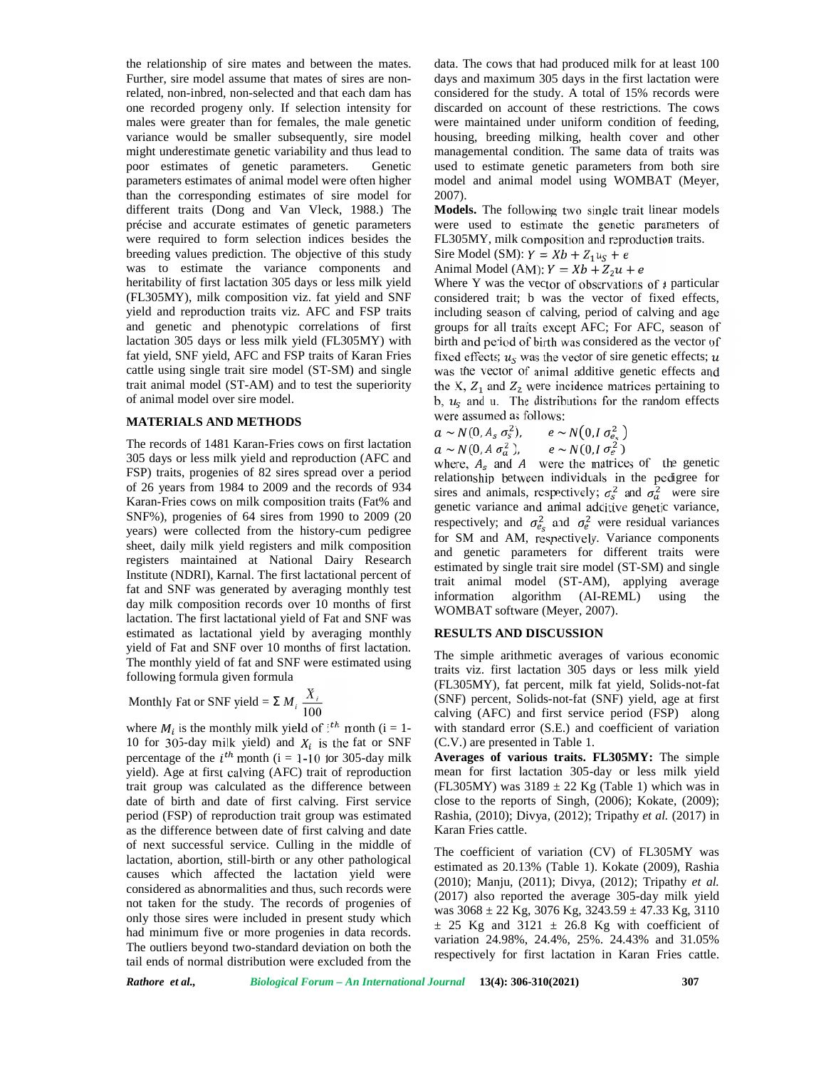the relationship of sire mates and between the mates. Further, sire model assume that mates of sires are non-related, non-inbred, non-selected and that each dam has one recorded progeny only. If selection intensity for males were greater than for females, the male genetic variance would be smaller subsequently, sire model might underestimate genetic variability and thus lead to poor estimates of genetic parameters. Genetic parameters estimates of animal model were often higher than the corresponding estimates of sire model for different traits (Dong and Van Vleck, 1988.) The précise and accurate estimates of genetic parameters were required to form selection indices besides the breeding values prediction. The objective of this study was to estimate the variance components and heritability of first lactation 305 days or less milk yield (FL305MY), milk composition viz. fat yield and SNF yield and reproduction traits viz. AFC and FSP traits and genetic and phenotypic correlations of first lactation 305 days or less milk yield (FL305MY) with fat yield, SNF yield, AFC and FSP traits of Karan Fries cattle using single trait sire model (ST-SM) and single trait animal model (ST-AM) and to test the superiority of animal model over sire model.

## MATERIALS AND METHODS

The records of 1481 Karan-Fries cows on first lactation 305 days or less milk yield and reproduction (AFC and FSP) traits, progenies of 82 sires spread over a period of 26 years from 1984 to 2009 and the records of 934 Karan-Fries cows on milk composition traits (Fat% and SNF%), progenies of 64 sires from 1990 to 2009 (20 years) were collected from the history-cum pedigree sheet, daily milk yield registers and milk composition registers maintained at National Dairy Research Institute (NDRI), Karnal. The first lactational percent of fat and SNF was generated by averaging monthly test day milk composition records over 10 months of first lactation. The first lactational yield of Fat and SNF was estimated as lactational yield by averaging monthly yield of Fat and SNF over 10 months of first lactation. The monthly yield of fat and SNF were estimated using following formula given formula

$$\text{Monthly Fat or SNF yield} = \Sigma\, M_i \,\frac{X_i}{100}$$

where $M_i$ is the monthly milk yield of $i^{th}$ month (i = 1-10 for 305-day milk yield) and $X_i$ is the fat or SNF percentage of the $i^{th}$ month (i = 1-10 for 305-day milk yield). Age at first calving (AFC) trait of reproduction trait group was calculated as the difference between date of birth and date of first calving. First service period (FSP) of reproduction trait group was estimated as the difference between date of first calving and date of next successful service. Culling in the middle of lactation, abortion, still-birth or any other pathological causes which affected the lactation yield were considered as abnormalities and thus, such records were not taken for the study. The records of progenies of only those sires were included in present study which had minimum five or more progenies in data records. The outliers beyond two-standard deviation on both the tail ends of normal distribution were excluded from the data. The cows that had produced milk for at least 100 days and maximum 305 days in the first lactation were considered for the study. A total of 15% records were discarded on account of these restrictions. The cows were maintained under uniform condition of feeding, housing, breeding milking, health cover and other managemental condition. The same data of traits was used to estimate genetic parameters from both sire model and animal model using WOMBAT (Meyer, 2007).

**Models.** The following two single trait linear models were used to estimate the genetic parameters of FL305MY, milk composition and reproduction traits.

Sire Model (SM): $Y = Xb + Z_1 u_S + e$

Animal Model (AM): $Y = Xb + Z_2 u + e$

Where Y was the vector of observations of a particular considered trait; b was the vector of fixed effects, including season of calving, period of calving and age groups for all traits except AFC; For AFC, season of birth and period of birth was considered as the vector of fixed effects; $u_S$ was the vector of sire genetic effects; $u$ was the vector of animal additive genetic effects and the X, $Z_1$ and $Z_2$ were incidence matrices pertaining to b, $u_S$ and u. The distributions for the random effects were assumed as follows:

$$a \sim N(0, A_s\, \sigma_s^2), \qquad e \sim N(0, I\, \sigma_{e_s}^2)$$

$$a \sim N(0, A\, \sigma_a^2), \qquad e \sim N(0, I\, \sigma_e^2)$$

where, $A_s$ and $A$ were the matrices of the genetic relationship between individuals in the pedigree for sires and animals, respectively; $\sigma_s^2$ and $\sigma_a^2$ were sire genetic variance and animal additive genetic variance, respectively; and $\sigma_{e_s}^2$ and $\sigma_e^2$ were residual variances for SM and AM, respectively. Variance components and genetic parameters for different traits were estimated by single trait sire model (ST-SM) and single trait animal model (ST-AM), applying average information algorithm (AI-REML) using the WOMBAT software (Meyer, 2007).

## RESULTS AND DISCUSSION

The simple arithmetic averages of various economic traits viz. first lactation 305 days or less milk yield (FL305MY), fat percent, milk fat yield, Solids-not-fat (SNF) percent, Solids-not-fat (SNF) yield, age at first calving (AFC) and first service period (FSP) along with standard error (S.E.) and coefficient of variation (C.V.) are presented in Table 1.

**Averages of various traits. FL305MY:** The simple mean for first lactation 305-day or less milk yield (FL305MY) was 3189 ± 22 Kg (Table 1) which was in close to the reports of Singh, (2006); Kokate, (2009); Rashia, (2010); Divya, (2012); Tripathy *et al.* (2017) in Karan Fries cattle.

The coefficient of variation (CV) of FL305MY was estimated as 20.13% (Table 1). Kokate (2009), Rashia (2010); Manju, (2011); Divya, (2012); Tripathy *et al.* (2017) also reported the average 305-day milk yield was 3068 ± 22 Kg, 3076 Kg, 3243.59 ± 47.33 Kg, 3110 ± 25 Kg and 3121 ± 26.8 Kg with coefficient of variation 24.98%, 24.4%, 25%. 24.43% and 31.05% respectively for first lactation in Karan Fries cattle.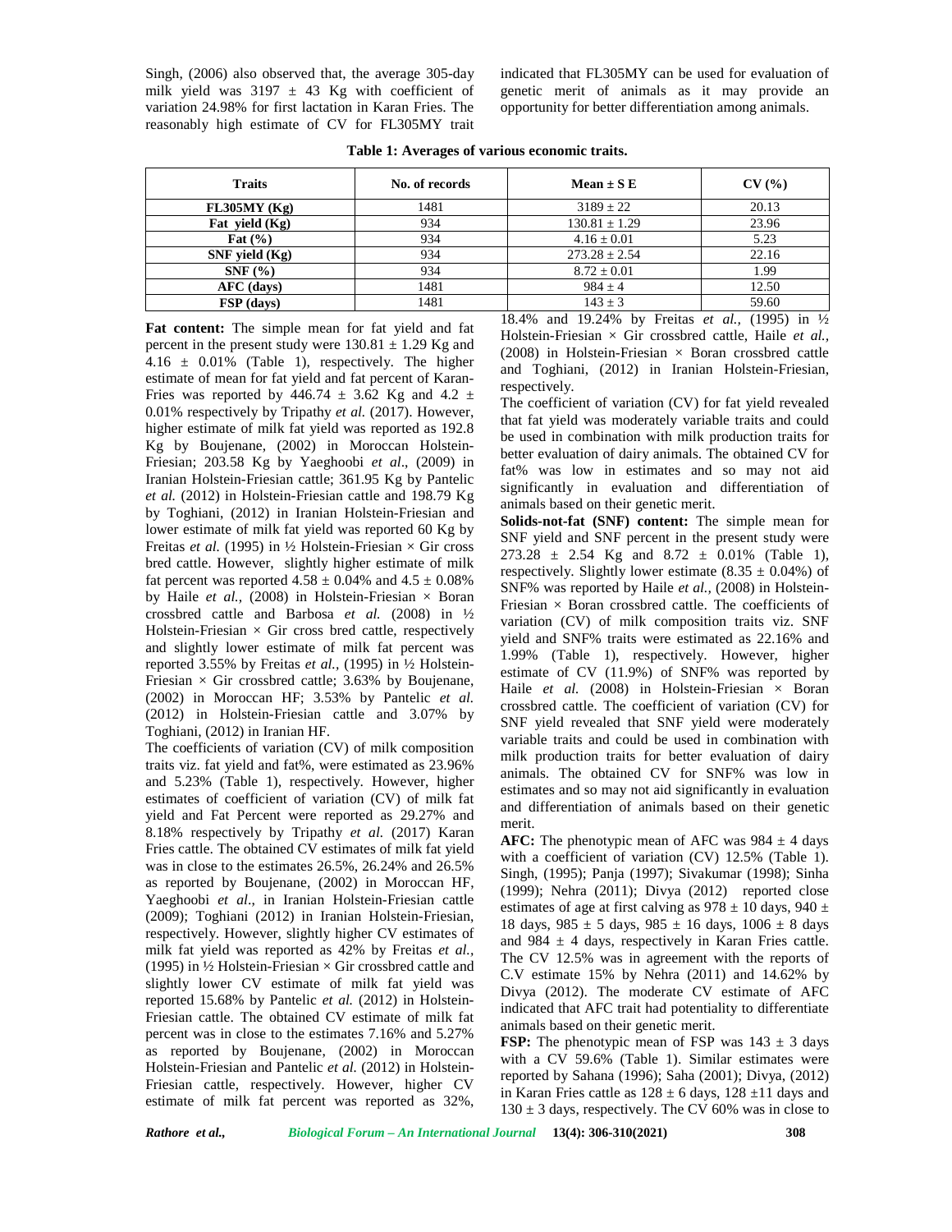Singh, (2006) also observed that, the average 305-day milk yield was 3197 ± 43 Kg with coefficient of variation 24.98% for first lactation in Karan Fries. The reasonably high estimate of CV for FL305MY trait indicated that FL305MY can be used for evaluation of genetic merit of animals as it may provide an opportunity for better differentiation among animals.

**Table 1: Averages of various economic traits.**

| Traits | No. of records | Mean ± S E | CV (%) |
|---|---|---|---|
| **FL305MY (Kg)** | 1481 | 3189 ± 22 | 20.13 |
| **Fat yield (Kg)** | 934 | 130.81 ± 1.29 | 23.96 |
| **Fat (%)** | 934 | 4.16 ± 0.01 | 5.23 |
| **SNF yield (Kg)** | 934 | 273.28 ± 2.54 | 22.16 |
| **SNF (%)** | 934 | 8.72 ± 0.01 | 1.99 |
| **AFC (days)** | 1481 | 984 ± 4 | 12.50 |
| **FSP (days)** | 1481 | 143 ± 3 | 59.60 |

**Fat content:** The simple mean for fat yield and fat percent in the present study were 130.81 ± 1.29 Kg and 4.16 ± 0.01% (Table 1), respectively. The higher estimate of mean for fat yield and fat percent of Karan-Fries was reported by 446.74 ± 3.62 Kg and 4.2 ± 0.01% respectively by Tripathy *et al.* (2017). However, higher estimate of milk fat yield was reported as 192.8 Kg by Boujenane, (2002) in Moroccan Holstein-Friesian; 203.58 Kg by Yaeghoobi *et al*., (2009) in Iranian Holstein-Friesian cattle; 361.95 Kg by Pantelic *et al.* (2012) in Holstein-Friesian cattle and 198.79 Kg by Toghiani, (2012) in Iranian Holstein-Friesian and lower estimate of milk fat yield was reported 60 Kg by Freitas *et al.* (1995) in ½ Holstein-Friesian × Gir cross bred cattle. However, slightly higher estimate of milk fat percent was reported 4.58 ± 0.04% and 4.5 ± 0.08% by Haile *et al.,* (2008) in Holstein-Friesian × Boran crossbred cattle and Barbosa *et al.* (2008) in ½ Holstein-Friesian × Gir cross bred cattle, respectively and slightly lower estimate of milk fat percent was reported 3.55% by Freitas *et al.*, (1995) in ½ Holstein-Friesian × Gir crossbred cattle; 3.63% by Boujenane, (2002) in Moroccan HF; 3.53% by Pantelic *et al.* (2012) in Holstein-Friesian cattle and 3.07% by Toghiani, (2012) in Iranian HF.

The coefficients of variation (CV) of milk composition traits viz. fat yield and fat%, were estimated as 23.96% and 5.23% (Table 1), respectively. However, higher estimates of coefficient of variation (CV) of milk fat yield and Fat Percent were reported as 29.27% and 8.18% respectively by Tripathy *et al.* (2017) Karan Fries cattle. The obtained CV estimates of milk fat yield was in close to the estimates 26.5%, 26.24% and 26.5% as reported by Boujenane, (2002) in Moroccan HF, Yaeghoobi *et al*., in Iranian Holstein-Friesian cattle (2009); Toghiani (2012) in Iranian Holstein-Friesian, respectively. However, slightly higher CV estimates of milk fat yield was reported as 42% by Freitas *et al.,* (1995) in ½ Holstein-Friesian × Gir crossbred cattle and slightly lower CV estimate of milk fat yield was reported 15.68% by Pantelic *et al.* (2012) in Holstein-Friesian cattle. The obtained CV estimate of milk fat percent was in close to the estimates 7.16% and 5.27% as reported by Boujenane, (2002) in Moroccan Holstein-Friesian and Pantelic *et al.* (2012) in Holstein-Friesian cattle, respectively. However, higher CV estimate of milk fat percent was reported as 32%, 18.4% and 19.24% by Freitas *et al.,* (1995) in ½ Holstein-Friesian × Gir crossbred cattle, Haile *et al.,* (2008) in Holstein-Friesian × Boran crossbred cattle and Toghiani, (2012) in Iranian Holstein-Friesian, respectively.

The coefficient of variation (CV) for fat yield revealed that fat yield was moderately variable traits and could be used in combination with milk production traits for better evaluation of dairy animals. The obtained CV for fat% was low in estimates and so may not aid significantly in evaluation and differentiation of animals based on their genetic merit.

**Solids-not-fat (SNF) content:** The simple mean for SNF yield and SNF percent in the present study were 273.28 ± 2.54 Kg and 8.72 ± 0.01% (Table 1), respectively. Slightly lower estimate (8.35 ± 0.04%) of SNF% was reported by Haile *et al.,* (2008) in Holstein-Friesian × Boran crossbred cattle. The coefficients of variation (CV) of milk composition traits viz. SNF yield and SNF% traits were estimated as 22.16% and 1.99% (Table 1), respectively. However, higher estimate of CV (11.9%) of SNF% was reported by Haile *et al.* (2008) in Holstein-Friesian × Boran crossbred cattle. The coefficient of variation (CV) for SNF yield revealed that SNF yield were moderately variable traits and could be used in combination with milk production traits for better evaluation of dairy animals. The obtained CV for SNF% was low in estimates and so may not aid significantly in evaluation and differentiation of animals based on their genetic merit.

**AFC:** The phenotypic mean of AFC was 984 ± 4 days with a coefficient of variation (CV) 12.5% (Table 1). Singh, (1995); Panja (1997); Sivakumar (1998); Sinha (1999); Nehra (2011); Divya (2012) reported close estimates of age at first calving as 978 ± 10 days, 940 ± 18 days, 985 ± 5 days, 985 ± 16 days, 1006 ± 8 days and 984 ± 4 days, respectively in Karan Fries cattle. The CV 12.5% was in agreement with the reports of C.V estimate 15% by Nehra (2011) and 14.62% by Divya (2012). The moderate CV estimate of AFC indicated that AFC trait had potentiality to differentiate animals based on their genetic merit.

**FSP:** The phenotypic mean of FSP was 143 ± 3 days with a CV 59.6% (Table 1). Similar estimates were reported by Sahana (1996); Saha (2001); Divya, (2012) in Karan Fries cattle as 128 ± 6 days, 128 ±11 days and 130 ± 3 days, respectively. The CV 60% was in close to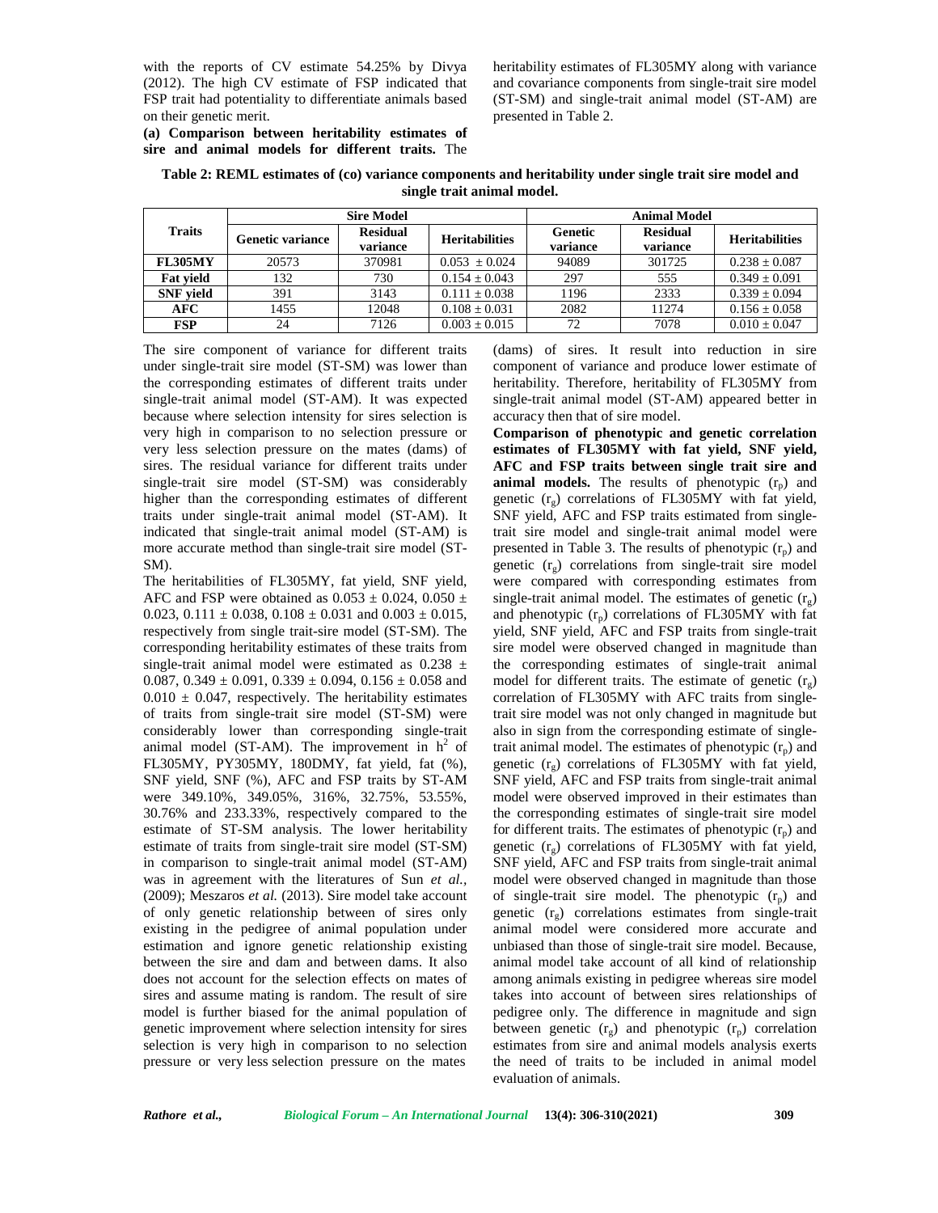with the reports of CV estimate 54.25% by Divya (2012). The high CV estimate of FSP indicated that FSP trait had potentiality to differentiate animals based on their genetic merit.

**(a) Comparison between heritability estimates of sire and animal models for different traits.** The heritability estimates of FL305MY along with variance and covariance components from single-trait sire model (ST-SM) and single-trait animal model (ST-AM) are presented in Table 2.

**Table 2: REML estimates of (co) variance components and heritability under single trait sire model and single trait animal model.**

| Traits | Sire Model | | | Animal Model | | |
|---|---|---|---|---|---|---|
| | Genetic variance | Residual variance | Heritabilities | Genetic variance | Residual variance | Heritabilities |
| **FL305MY** | 20573 | 370981 | 0.053 ± 0.024 | 94089 | 301725 | 0.238 ± 0.087 |
| **Fat yield** | 132 | 730 | 0.154 ± 0.043 | 297 | 555 | 0.349 ± 0.091 |
| **SNF yield** | 391 | 3143 | 0.111 ± 0.038 | 1196 | 2333 | 0.339 ± 0.094 |
| **AFC** | 1455 | 12048 | 0.108 ± 0.031 | 2082 | 11274 | 0.156 ± 0.058 |
| **FSP** | 24 | 7126 | 0.003 ± 0.015 | 72 | 7078 | 0.010 ± 0.047 |

The sire component of variance for different traits under single-trait sire model (ST-SM) was lower than the corresponding estimates of different traits under single-trait animal model (ST-AM). It was expected because where selection intensity for sires selection is very high in comparison to no selection pressure or very less selection pressure on the mates (dams) of sires. The residual variance for different traits under single-trait sire model (ST-SM) was considerably higher than the corresponding estimates of different traits under single-trait animal model (ST-AM). It indicated that single-trait animal model (ST-AM) is more accurate method than single-trait sire model (ST-SM).

The heritabilities of FL305MY, fat yield, SNF yield, AFC and FSP were obtained as 0.053 ± 0.024, 0.050 ± 0.023, 0.111 ± 0.038, 0.108 ± 0.031 and 0.003 ± 0.015, respectively from single trait-sire model (ST-SM). The corresponding heritability estimates of these traits from single-trait animal model were estimated as 0.238 ± 0.087, 0.349 ± 0.091, 0.339 ± 0.094, 0.156 ± 0.058 and 0.010 ± 0.047, respectively. The heritability estimates of traits from single-trait sire model (ST-SM) were considerably lower than corresponding single-trait animal model (ST-AM). The improvement in $h^2$ of FL305MY, PY305MY, 180DMY, fat yield, fat (%), SNF yield, SNF (%), AFC and FSP traits by ST-AM were 349.10%, 349.05%, 316%, 32.75%, 53.55%, 30.76% and 233.33%, respectively compared to the estimate of ST-SM analysis. The lower heritability estimate of traits from single-trait sire model (ST-SM) in comparison to single-trait animal model (ST-AM) was in agreement with the literatures of Sun *et al.,* (2009); Meszaros *et al.* (2013). Sire model take account of only genetic relationship between of sires only existing in the pedigree of animal population under estimation and ignore genetic relationship existing between the sire and dam and between dams. It also does not account for the selection effects on mates of sires and assume mating is random. The result of sire model is further biased for the animal population of genetic improvement where selection intensity for sires selection is very high in comparison to no selection pressure or very less selection pressure on the mates (dams) of sires. It result into reduction in sire component of variance and produce lower estimate of heritability. Therefore, heritability of FL305MY from single-trait animal model (ST-AM) appeared better in accuracy then that of sire model.

**Comparison of phenotypic and genetic correlation estimates of FL305MY with fat yield, SNF yield, AFC and FSP traits between single trait sire and animal models.** The results of phenotypic ($r_p$) and genetic ($r_g$) correlations of FL305MY with fat yield, SNF yield, AFC and FSP traits estimated from single-trait sire model and single-trait animal model were presented in Table 3. The results of phenotypic ($r_p$) and genetic ($r_g$) correlations from single-trait sire model were compared with corresponding estimates from single-trait animal model. The estimates of genetic ($r_g$) and phenotypic ($r_p$) correlations of FL305MY with fat yield, SNF yield, AFC and FSP traits from single-trait sire model were observed changed in magnitude than the corresponding estimates of single-trait animal model for different traits. The estimate of genetic ($r_g$) correlation of FL305MY with AFC traits from single-trait sire model was not only changed in magnitude but also in sign from the corresponding estimate of single-trait animal model. The estimates of phenotypic ($r_p$) and genetic ($r_g$) correlations of FL305MY with fat yield, SNF yield, AFC and FSP traits from single-trait animal model were observed improved in their estimates than the corresponding estimates of single-trait sire model for different traits. The estimates of phenotypic ($r_p$) and genetic ($r_g$) correlations of FL305MY with fat yield, SNF yield, AFC and FSP traits from single-trait animal model were observed changed in magnitude than those of single-trait sire model. The phenotypic ($r_p$) and genetic ($r_g$) correlations estimates from single-trait animal model were considered more accurate and unbiased than those of single-trait sire model. Because, animal model take account of all kind of relationship among animals existing in pedigree whereas sire model takes into account of between sires relationships of pedigree only. The difference in magnitude and sign between genetic ($r_g$) and phenotypic ($r_p$) correlation estimates from sire and animal models analysis exerts the need of traits to be included in animal model evaluation of animals.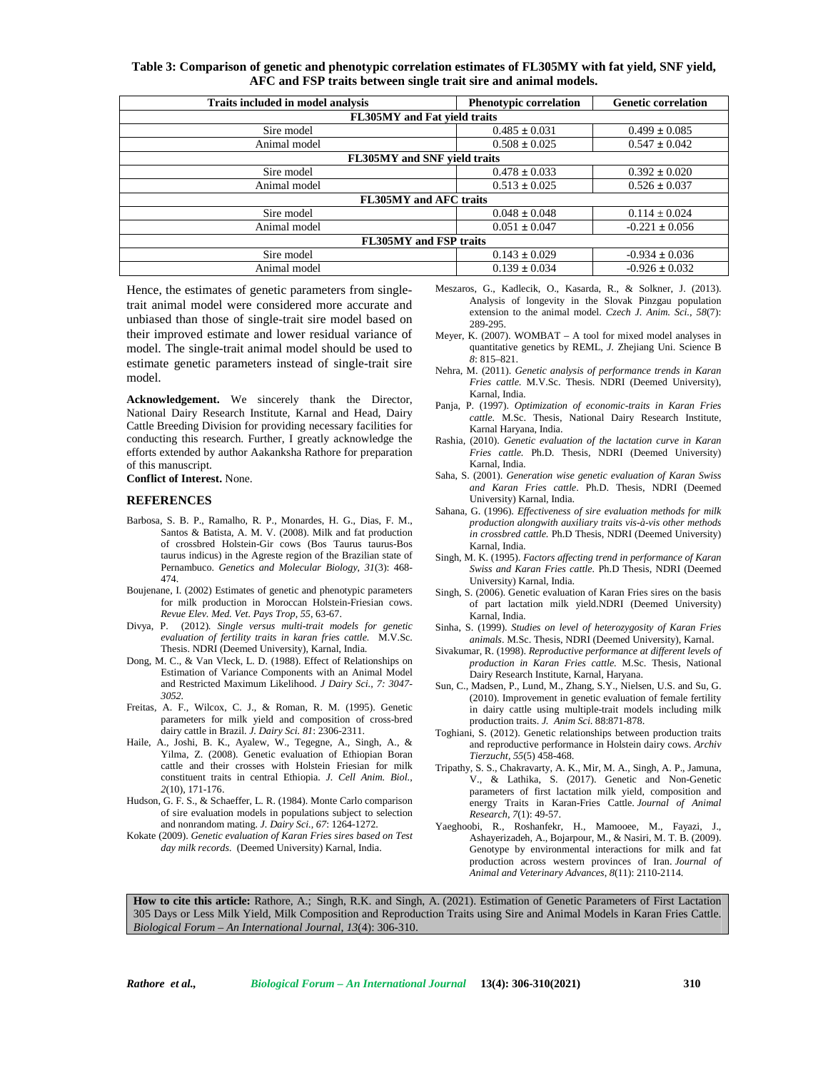**Table 3: Comparison of genetic and phenotypic correlation estimates of FL305MY with fat yield, SNF yield, AFC and FSP traits between single trait sire and animal models.**

| Traits included in model analysis | Phenotypic correlation | Genetic correlation |
|---|---|---|
| **FL305MY and Fat yield traits** | | |
| Sire model | 0.485 ± 0.031 | 0.499 ± 0.085 |
| Animal model | 0.508 ± 0.025 | 0.547 ± 0.042 |
| **FL305MY and SNF yield traits** | | |
| Sire model | 0.478 ± 0.033 | 0.392 ± 0.020 |
| Animal model | 0.513 ± 0.025 | 0.526 ± 0.037 |
| **FL305MY and AFC traits** | | |
| Sire model | 0.048 ± 0.048 | 0.114 ± 0.024 |
| Animal model | 0.051 ± 0.047 | -0.221 ± 0.056 |
| **FL305MY and FSP traits** | | |
| Sire model | 0.143 ± 0.029 | -0.934 ± 0.036 |
| Animal model | 0.139 ± 0.034 | -0.926 ± 0.032 |

Hence, the estimates of genetic parameters from single-trait animal model were considered more accurate and unbiased than those of single-trait sire model based on their improved estimate and lower residual variance of model. The single-trait animal model should be used to estimate genetic parameters instead of single-trait sire model.

**Acknowledgement.** We sincerely thank the Director, National Dairy Research Institute, Karnal and Head, Dairy Cattle Breeding Division for providing necessary facilities for conducting this research. Further, I greatly acknowledge the efforts extended by author Aakanksha Rathore for preparation of this manuscript.

**Conflict of Interest.** None.

## REFERENCES

Barbosa, S. B. P., Ramalho, R. P., Monardes, H. G., Dias, F. M., Santos & Batista, A. M. V. (2008). Milk and fat production of crossbred Holstein-Gir cows (Bos Taurus taurus-Bos taurus indicus) in the Agreste region of the Brazilian state of Pernambuco. *Genetics and Molecular Biology, 31*(3): 468-474.

Boujenane, I. (2002) Estimates of genetic and phenotypic parameters for milk production in Moroccan Holstein-Friesian cows. *Revue Elev. Med. Vet. Pays Trop, 55*, 63-67.

Divya, P. (2012). *Single versus multi-trait models for genetic evaluation of fertility traits in karan fries cattle.* M.V.Sc. Thesis. NDRI (Deemed University), Karnal, India.

Dong, M. C., & Van Vleck, L. D. (1988). Effect of Relationships on Estimation of Variance Components with an Animal Model and Restricted Maximum Likelihood. *J Dairy Sci., 7: 3047-3052.*

Freitas, A. F., Wilcox, C. J., & Roman, R. M. (1995). Genetic parameters for milk yield and composition of cross-bred dairy cattle in Brazil. *J. Dairy Sci. 81*: 2306-2311.

Haile, A., Joshi, B. K., Ayalew, W., Tegegne, A., Singh, A., & Yilma, Z. (2008). Genetic evaluation of Ethiopian Boran cattle and their crosses with Holstein Friesian for milk constituent traits in central Ethiopia. *J. Cell Anim. Biol., 2*(10), 171-176.

Hudson, G. F. S., & Schaeffer, L. R. (1984). Monte Carlo comparison of sire evaluation models in populations subject to selection and nonrandom mating. *J. Dairy Sci., 67*: 1264-1272.

Kokate (2009). *Genetic evaluation of Karan Fries sires based on Test day milk records*. (Deemed University) Karnal, India.

Meszaros, G., Kadlecik, O., Kasarda, R., & Solkner, J. (2013). Analysis of longevity in the Slovak Pinzgau population extension to the animal model. *Czech J. Anim. Sci., 58*(7): 289-295.

Meyer, K. (2007). WOMBAT – A tool for mixed model analyses in quantitative genetics by REML, *J.* Zhejiang Uni. Science B *8*: 815–821.

Nehra, M. (2011). *Genetic analysis of performance trends in Karan Fries cattle.* M.V.Sc. Thesis. NDRI (Deemed University), Karnal, India.

Panja, P. (1997). *Optimization of economic-traits in Karan Fries cattle.* M.Sc. Thesis, National Dairy Research Institute, Karnal Haryana, India.

Rashia, (2010). *Genetic evaluation of the lactation curve in Karan Fries cattle.* Ph.D. Thesis, NDRI (Deemed University) Karnal, India.

Saha, S. (2001). *Generation wise genetic evaluation of Karan Swiss and Karan Fries cattle*. Ph.D. Thesis, NDRI (Deemed University) Karnal, India.

Sahana, G. (1996). *Effectiveness of sire evaluation methods for milk production alongwith auxiliary traits vis-à-vis other methods in crossbred cattle.* Ph.D Thesis, NDRI (Deemed University) Karnal, India.

Singh, M. K. (1995). *Factors affecting trend in performance of Karan Swiss and Karan Fries cattle.* Ph.D Thesis, NDRI (Deemed University) Karnal, India.

Singh, S. (2006). Genetic evaluation of Karan Fries sires on the basis of part lactation milk yield.NDRI (Deemed University) Karnal, India.

Sinha, S. (1999). *Studies on level of heterozygosity of Karan Fries animals*. M.Sc. Thesis, NDRI (Deemed University), Karnal.

Sivakumar, R. (1998). *Reproductive performance at different levels of production in Karan Fries cattle.* M.Sc. Thesis, National Dairy Research Institute, Karnal, Haryana.

Sun, C., Madsen, P., Lund, M., Zhang, S.Y., Nielsen, U.S. and Su, G. (2010). Improvement in genetic evaluation of female fertility in dairy cattle using multiple-trait models including milk production traits. *J. Anim Sci*. 88:871-878.

Toghiani, S. (2012). Genetic relationships between production traits and reproductive performance in Holstein dairy cows. *Archiv Tierzucht, 55*(5) 458-468.

Tripathy, S. S., Chakravarty, A. K., Mir, M. A., Singh, A. P., Jamuna, V., & Lathika, S. (2017). Genetic and Non-Genetic parameters of first lactation milk yield, composition and energy Traits in Karan-Fries Cattle. *Journal of Animal Research, 7*(1): 49-57.

Yaeghoobi, R., Roshanfekr, H., Mamooee, M., Fayazi, J., Ashayerizadeh, A., Bojarpour, M., & Nasiri, M. T. B. (2009). Genotype by environmental interactions for milk and fat production across western provinces of Iran. *Journal of Animal and Veterinary Advances, 8*(11): 2110-2114.

**How to cite this article:** Rathore, A.; Singh, R.K. and Singh, A. (2021). Estimation of Genetic Parameters of First Lactation 305 Days or Less Milk Yield, Milk Composition and Reproduction Traits using Sire and Animal Models in Karan Fries Cattle. *Biological Forum – An International Journal, 13*(4): 306-310.